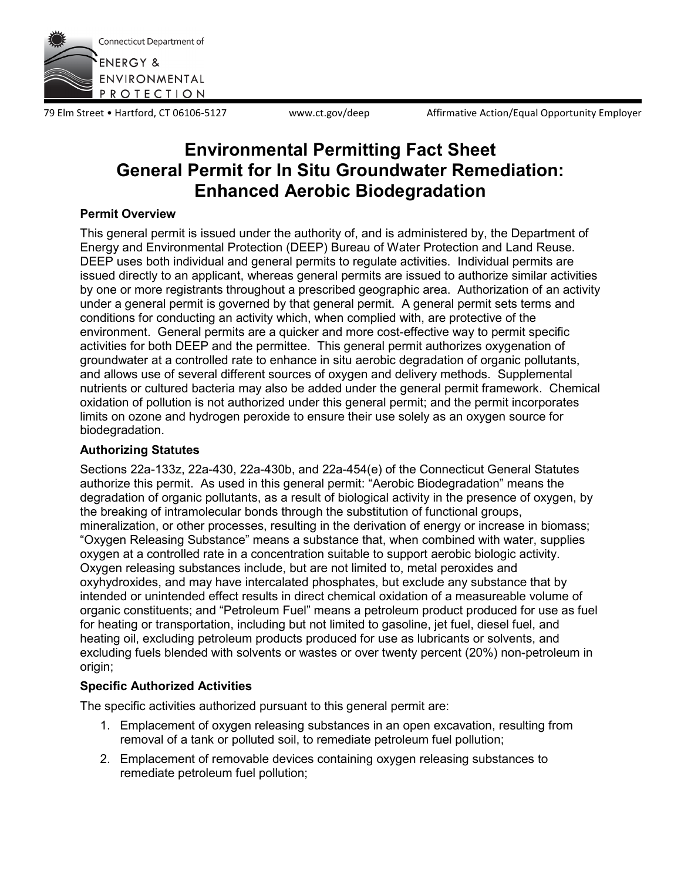Connecticut Department of ENERGY & ENVIRONMENTAL PROTECTION

79 Elm Street • Hartford, CT 06106-5127 www.ct.gov/deep Affirmative Action/Equal Opportunity Employer

# Environmental Permitting Fact Sheet General Permit for In Situ Groundwater Remediation: Enhanced Aerobic Biodegradation

### Permit Overview

This general permit is issued under the authority of, and is administered by, the Department of Energy and Environmental Protection (DEEP) Bureau of Water Protection and Land Reuse. DEEP uses both individual and general permits to regulate activities. Individual permits are issued directly to an applicant, whereas general permits are issued to authorize similar activities by one or more registrants throughout a prescribed geographic area. Authorization of an activity under a general permit is governed by that general permit. A general permit sets terms and conditions for conducting an activity which, when complied with, are protective of the environment. General permits are a quicker and more cost-effective way to permit specific activities for both DEEP and the permittee. This general permit authorizes oxygenation of groundwater at a controlled rate to enhance in situ aerobic degradation of organic pollutants, and allows use of several different sources of oxygen and delivery methods. Supplemental nutrients or cultured bacteria may also be added under the general permit framework. Chemical oxidation of pollution is not authorized under this general permit; and the permit incorporates limits on ozone and hydrogen peroxide to ensure their use solely as an oxygen source for biodegradation.

### Authorizing Statutes

Sections 22a-133z, 22a-430, 22a-430b, and 22a-454(e) of the Connecticut General Statutes authorize this permit. As used in this general permit: "Aerobic Biodegradation" means the degradation of organic pollutants, as a result of biological activity in the presence of oxygen, by the breaking of intramolecular bonds through the substitution of functional groups, mineralization, or other processes, resulting in the derivation of energy or increase in biomass; "Oxygen Releasing Substance" means a substance that, when combined with water, supplies oxygen at a controlled rate in a concentration suitable to support aerobic biologic activity. Oxygen releasing substances include, but are not limited to, metal peroxides and oxyhydroxides, and may have intercalated phosphates, but exclude any substance that by intended or unintended effect results in direct chemical oxidation of a measureable volume of organic constituents; and "Petroleum Fuel" means a petroleum product produced for use as fuel for heating or transportation, including but not limited to gasoline, jet fuel, diesel fuel, and heating oil, excluding petroleum products produced for use as lubricants or solvents, and excluding fuels blended with solvents or wastes or over twenty percent (20%) non-petroleum in origin;

### Specific Authorized Activities

The specific activities authorized pursuant to this general permit are:

1. Emplacement of oxygen releasing substances in an open excavation, resulting from removal of a tank or polluted soil, to remediate petroleum fuel pollution;
2. Emplacement of removable devices containing oxygen releasing substances to remediate petroleum fuel pollution;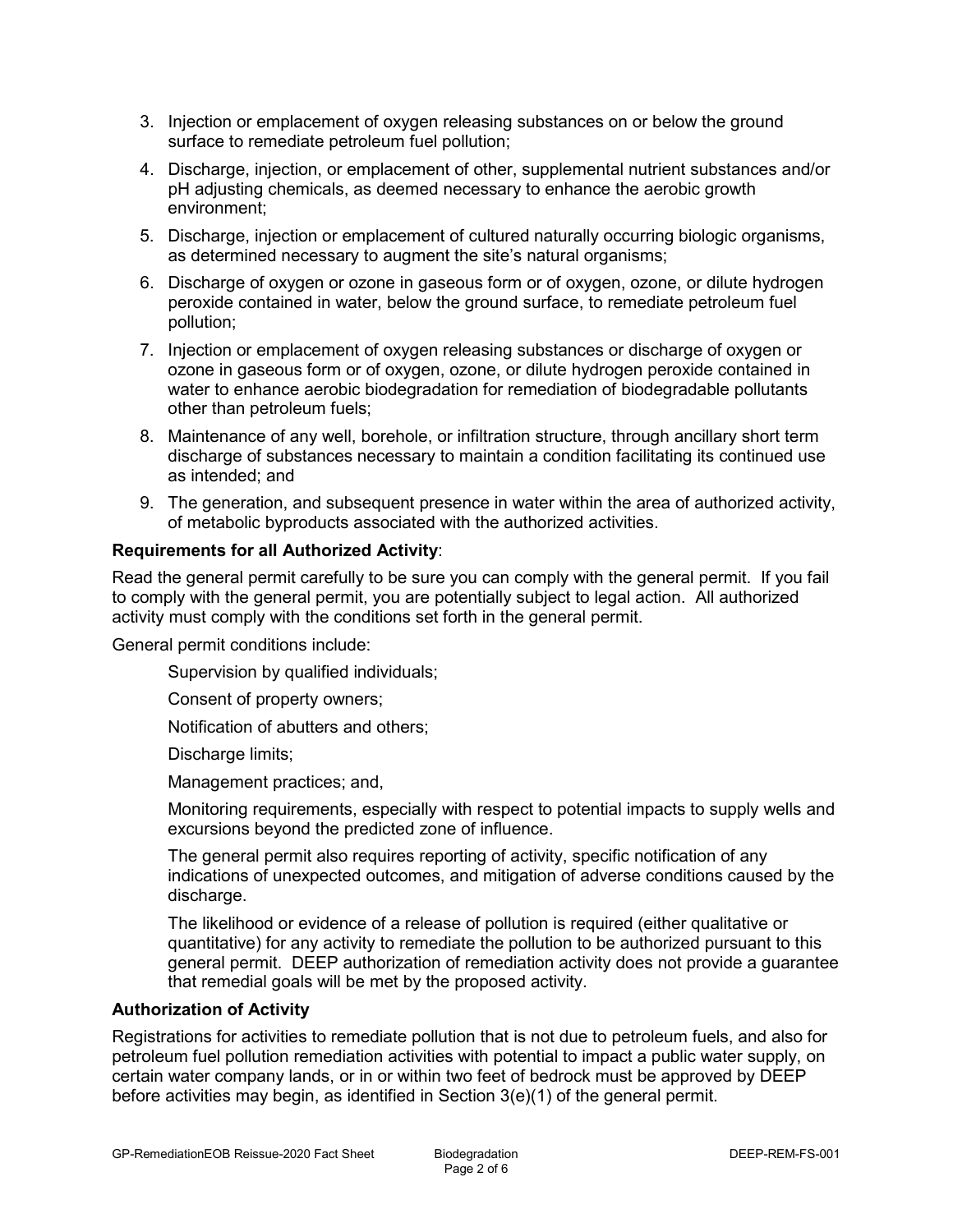3. Injection or emplacement of oxygen releasing substances on or below the ground surface to remediate petroleum fuel pollution;
4. Discharge, injection, or emplacement of other, supplemental nutrient substances and/or pH adjusting chemicals, as deemed necessary to enhance the aerobic growth environment;
5. Discharge, injection or emplacement of cultured naturally occurring biologic organisms, as determined necessary to augment the site's natural organisms;
6. Discharge of oxygen or ozone in gaseous form or of oxygen, ozone, or dilute hydrogen peroxide contained in water, below the ground surface, to remediate petroleum fuel pollution;
7. Injection or emplacement of oxygen releasing substances or discharge of oxygen or ozone in gaseous form or of oxygen, ozone, or dilute hydrogen peroxide contained in water to enhance aerobic biodegradation for remediation of biodegradable pollutants other than petroleum fuels;
8. Maintenance of any well, borehole, or infiltration structure, through ancillary short term discharge of substances necessary to maintain a condition facilitating its continued use as intended; and
9. The generation, and subsequent presence in water within the area of authorized activity, of metabolic byproducts associated with the authorized activities.

**Requirements for all Authorized Activity**:

Read the general permit carefully to be sure you can comply with the general permit. If you fail to comply with the general permit, you are potentially subject to legal action. All authorized activity must comply with the conditions set forth in the general permit.

General permit conditions include:

Supervision by qualified individuals;

Consent of property owners;

Notification of abutters and others;

Discharge limits;

Management practices; and,

Monitoring requirements, especially with respect to potential impacts to supply wells and excursions beyond the predicted zone of influence.

The general permit also requires reporting of activity, specific notification of any indications of unexpected outcomes, and mitigation of adverse conditions caused by the discharge.

The likelihood or evidence of a release of pollution is required (either qualitative or quantitative) for any activity to remediate the pollution to be authorized pursuant to this general permit. DEEP authorization of remediation activity does not provide a guarantee that remedial goals will be met by the proposed activity.

**Authorization of Activity**

Registrations for activities to remediate pollution that is not due to petroleum fuels, and also for petroleum fuel pollution remediation activities with potential to impact a public water supply, on certain water company lands, or in or within two feet of bedrock must be approved by DEEP before activities may begin, as identified in Section 3(e)(1) of the general permit.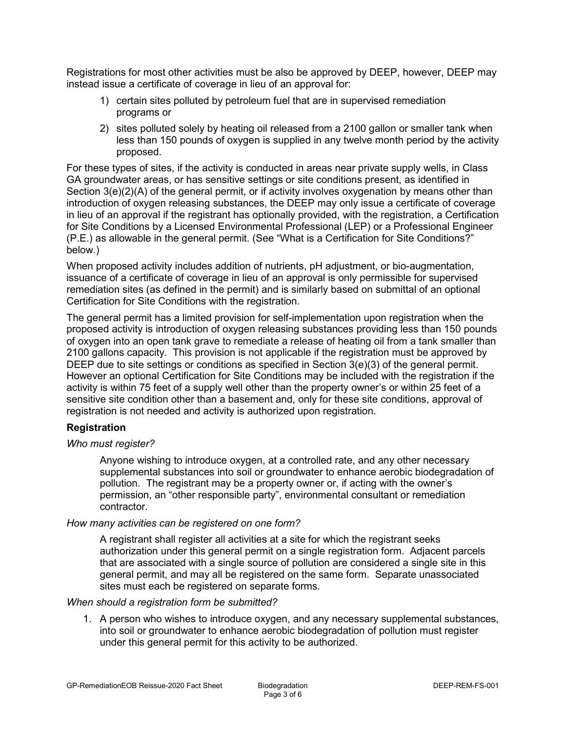Registrations for most other activities must be also be approved by DEEP, however, DEEP may instead issue a certificate of coverage in lieu of an approval for:

1) certain sites polluted by petroleum fuel that are in supervised remediation programs or
2) sites polluted solely by heating oil released from a 2100 gallon or smaller tank when less than 150 pounds of oxygen is supplied in any twelve month period by the activity proposed.

For these types of sites, if the activity is conducted in areas near private supply wells, in Class GA groundwater areas, or has sensitive settings or site conditions present, as identified in Section 3(e)(2)(A) of the general permit, or if activity involves oxygenation by means other than introduction of oxygen releasing substances, the DEEP may only issue a certificate of coverage in lieu of an approval if the registrant has optionally provided, with the registration, a Certification for Site Conditions by a Licensed Environmental Professional (LEP) or a Professional Engineer (P.E.) as allowable in the general permit. (See "What is a Certification for Site Conditions?" below.)

When proposed activity includes addition of nutrients, pH adjustment, or bio-augmentation, issuance of a certificate of coverage in lieu of an approval is only permissible for supervised remediation sites (as defined in the permit) and is similarly based on submittal of an optional Certification for Site Conditions with the registration.

The general permit has a limited provision for self-implementation upon registration when the proposed activity is introduction of oxygen releasing substances providing less than 150 pounds of oxygen into an open tank grave to remediate a release of heating oil from a tank smaller than 2100 gallons capacity. This provision is not applicable if the registration must be approved by DEEP due to site settings or conditions as specified in Section 3(e)(3) of the general permit. However an optional Certification for Site Conditions may be included with the registration if the activity is within 75 feet of a supply well other than the property owner's or within 25 feet of a sensitive site condition other than a basement and, only for these site conditions, approval of registration is not needed and activity is authorized upon registration.

### Registration

*Who must register?*

Anyone wishing to introduce oxygen, at a controlled rate, and any other necessary supplemental substances into soil or groundwater to enhance aerobic biodegradation of pollution. The registrant may be a property owner or, if acting with the owner's permission, an "other responsible party", environmental consultant or remediation contractor.

*How many activities can be registered on one form?*

A registrant shall register all activities at a site for which the registrant seeks authorization under this general permit on a single registration form. Adjacent parcels that are associated with a single source of pollution are considered a single site in this general permit, and may all be registered on the same form. Separate unassociated sites must each be registered on separate forms.

*When should a registration form be submitted?*

1. A person who wishes to introduce oxygen, and any necessary supplemental substances, into soil or groundwater to enhance aerobic biodegradation of pollution must register under this general permit for this activity to be authorized.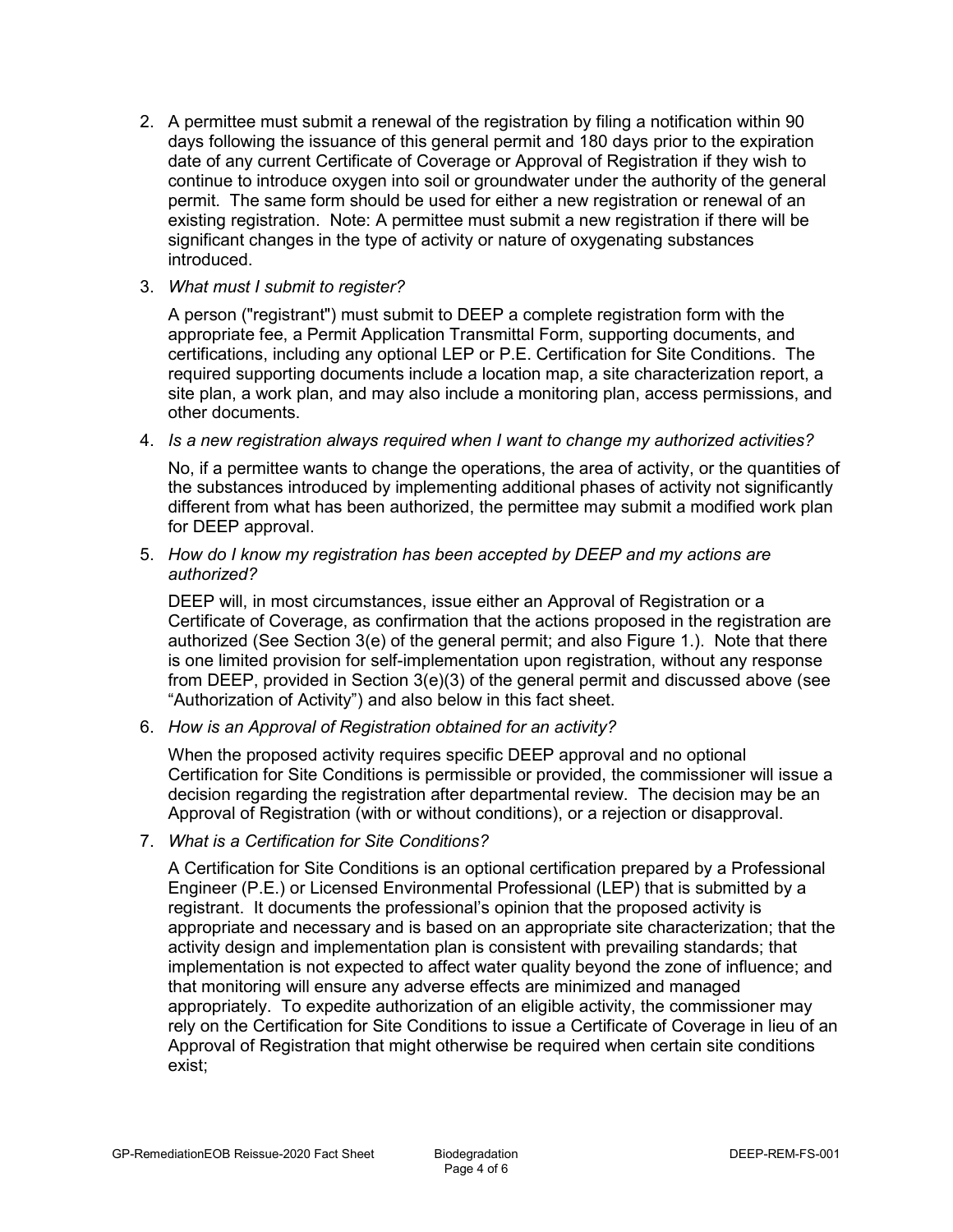2. A permittee must submit a renewal of the registration by filing a notification within 90 days following the issuance of this general permit and 180 days prior to the expiration date of any current Certificate of Coverage or Approval of Registration if they wish to continue to introduce oxygen into soil or groundwater under the authority of the general permit. The same form should be used for either a new registration or renewal of an existing registration. Note: A permittee must submit a new registration if there will be significant changes in the type of activity or nature of oxygenating substances introduced.

3. *What must I submit to register?*

   A person ("registrant") must submit to DEEP a complete registration form with the appropriate fee, a Permit Application Transmittal Form, supporting documents, and certifications, including any optional LEP or P.E. Certification for Site Conditions. The required supporting documents include a location map, a site characterization report, a site plan, a work plan, and may also include a monitoring plan, access permissions, and other documents.

4. *Is a new registration always required when I want to change my authorized activities?*

   No, if a permittee wants to change the operations, the area of activity, or the quantities of the substances introduced by implementing additional phases of activity not significantly different from what has been authorized, the permittee may submit a modified work plan for DEEP approval.

5. *How do I know my registration has been accepted by DEEP and my actions are authorized?*

   DEEP will, in most circumstances, issue either an Approval of Registration or a Certificate of Coverage, as confirmation that the actions proposed in the registration are authorized (See Section 3(e) of the general permit; and also Figure 1.). Note that there is one limited provision for self-implementation upon registration, without any response from DEEP, provided in Section 3(e)(3) of the general permit and discussed above (see "Authorization of Activity") and also below in this fact sheet.

6. *How is an Approval of Registration obtained for an activity?*

   When the proposed activity requires specific DEEP approval and no optional Certification for Site Conditions is permissible or provided, the commissioner will issue a decision regarding the registration after departmental review. The decision may be an Approval of Registration (with or without conditions), or a rejection or disapproval.

7. *What is a Certification for Site Conditions?*

   A Certification for Site Conditions is an optional certification prepared by a Professional Engineer (P.E.) or Licensed Environmental Professional (LEP) that is submitted by a registrant. It documents the professional's opinion that the proposed activity is appropriate and necessary and is based on an appropriate site characterization; that the activity design and implementation plan is consistent with prevailing standards; that implementation is not expected to affect water quality beyond the zone of influence; and that monitoring will ensure any adverse effects are minimized and managed appropriately. To expedite authorization of an eligible activity, the commissioner may rely on the Certification for Site Conditions to issue a Certificate of Coverage in lieu of an Approval of Registration that might otherwise be required when certain site conditions exist;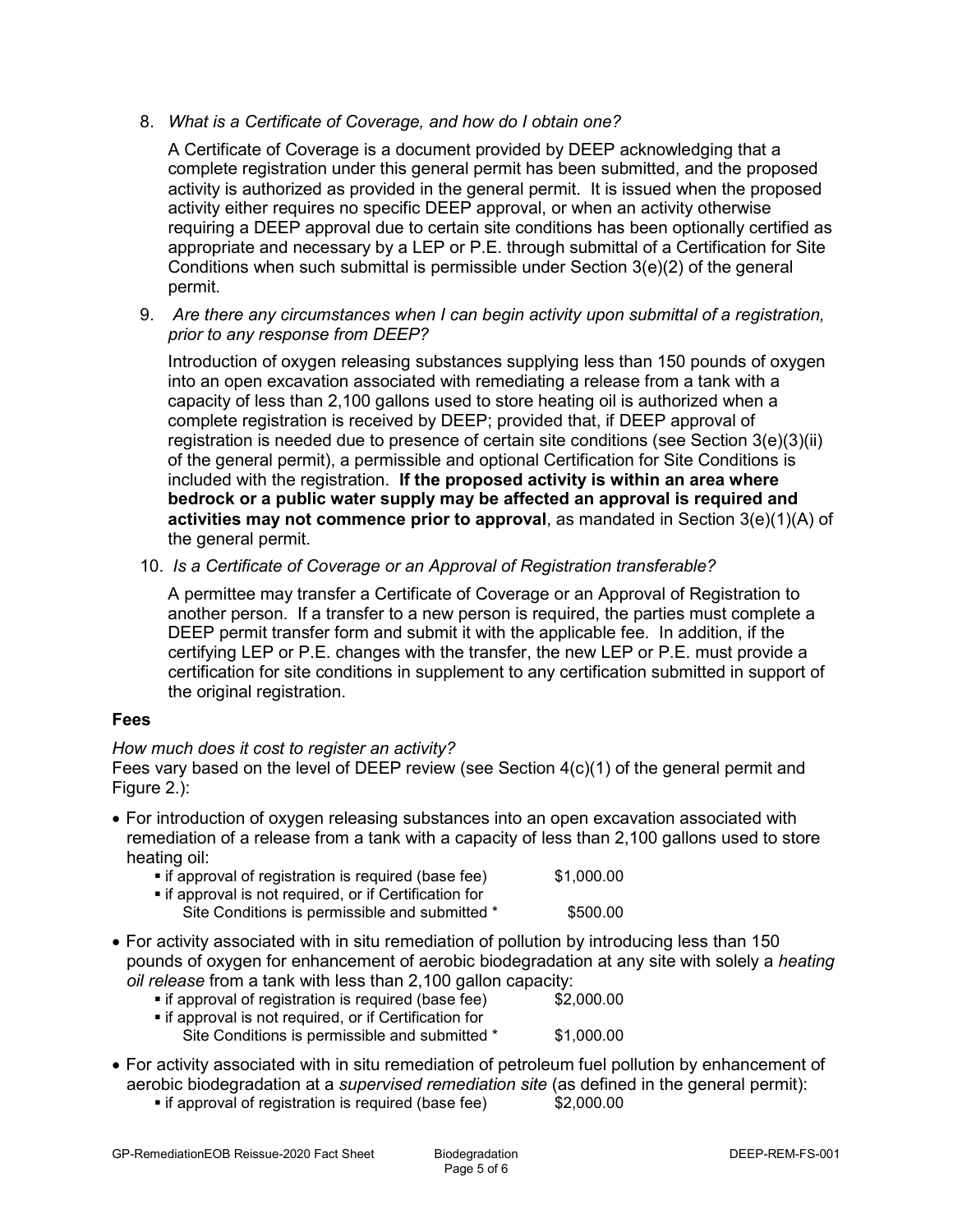8. *What is a Certificate of Coverage, and how do I obtain one?*

   A Certificate of Coverage is a document provided by DEEP acknowledging that a complete registration under this general permit has been submitted, and the proposed activity is authorized as provided in the general permit. It is issued when the proposed activity either requires no specific DEEP approval, or when an activity otherwise requiring a DEEP approval due to certain site conditions has been optionally certified as appropriate and necessary by a LEP or P.E. through submittal of a Certification for Site Conditions when such submittal is permissible under Section 3(e)(2) of the general permit.

9. *Are there any circumstances when I can begin activity upon submittal of a registration, prior to any response from DEEP?*

   Introduction of oxygen releasing substances supplying less than 150 pounds of oxygen into an open excavation associated with remediating a release from a tank with a capacity of less than 2,100 gallons used to store heating oil is authorized when a complete registration is received by DEEP; provided that, if DEEP approval of registration is needed due to presence of certain site conditions (see Section 3(e)(3)(ii) of the general permit), a permissible and optional Certification for Site Conditions is included with the registration. **If the proposed activity is within an area where bedrock or a public water supply may be affected an approval is required and activities may not commence prior to approval**, as mandated in Section 3(e)(1)(A) of the general permit.

10. *Is a Certificate of Coverage or an Approval of Registration transferable?*

    A permittee may transfer a Certificate of Coverage or an Approval of Registration to another person. If a transfer to a new person is required, the parties must complete a DEEP permit transfer form and submit it with the applicable fee. In addition, if the certifying LEP or P.E. changes with the transfer, the new LEP or P.E. must provide a certification for site conditions in supplement to any certification submitted in support of the original registration.

**Fees**

*How much does it cost to register an activity?*
Fees vary based on the level of DEEP review (see Section 4(c)(1) of the general permit and Figure 2.):

- For introduction of oxygen releasing substances into an open excavation associated with remediation of a release from a tank with a capacity of less than 2,100 gallons used to store heating oil:
  - if approval of registration is required (base fee) $1,000.00
  - if approval is not required, or if Certification for Site Conditions is permissible and submitted * $500.00
- For activity associated with in situ remediation of pollution by introducing less than 150 pounds of oxygen for enhancement of aerobic biodegradation at any site with solely a *heating oil release* from a tank with less than 2,100 gallon capacity:
  - if approval of registration is required (base fee) $2,000.00
  - if approval is not required, or if Certification for Site Conditions is permissible and submitted * $1,000.00
- For activity associated with in situ remediation of petroleum fuel pollution by enhancement of aerobic biodegradation at a *supervised remediation site* (as defined in the general permit):
  - if approval of registration is required (base fee) $2,000.00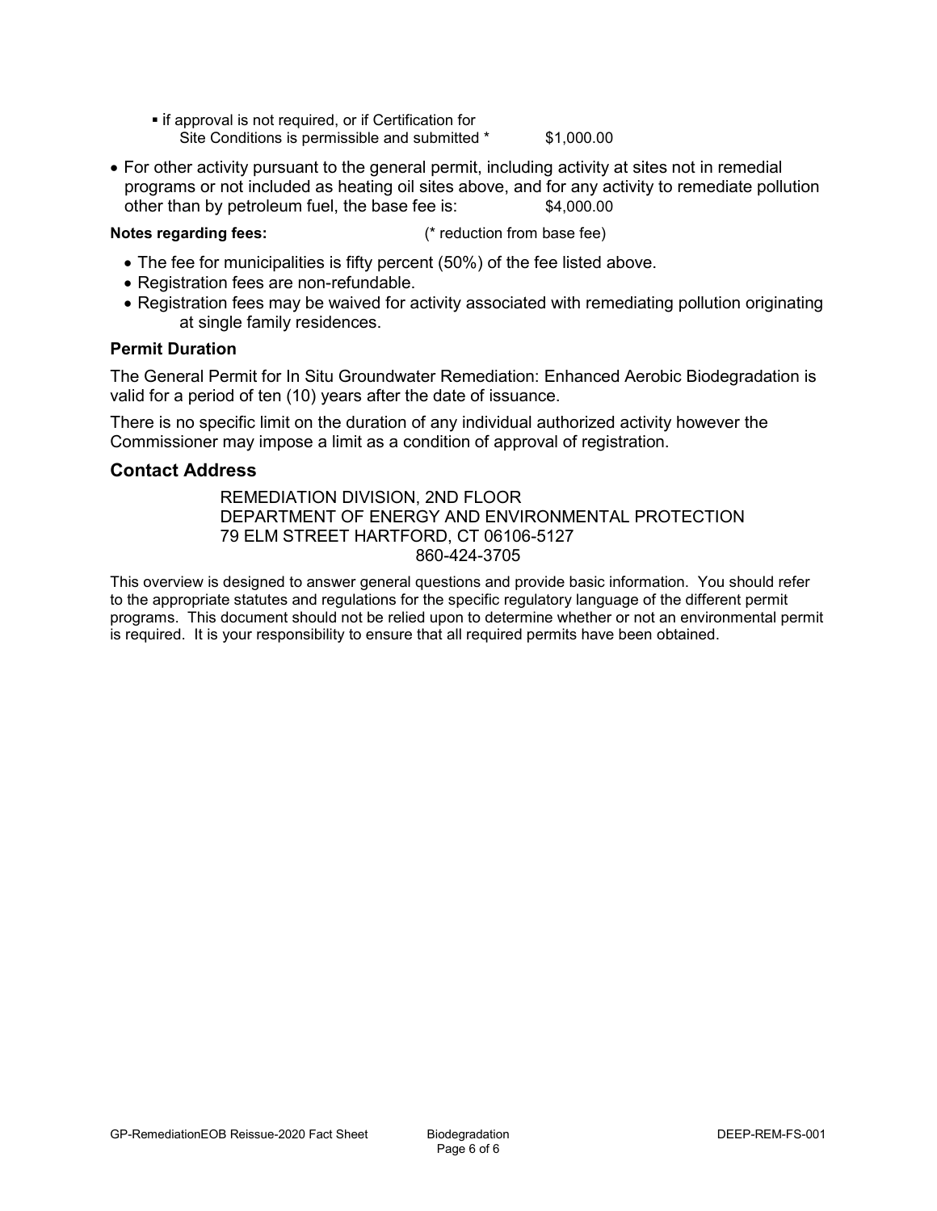- if approval is not required, or if Certification for Site Conditions is permissible and submitted * $1,000.00

- For other activity pursuant to the general permit, including activity at sites not in remedial programs or not included as heating oil sites above, and for any activity to remediate pollution other than by petroleum fuel, the base fee is: $4,000.00

**Notes regarding fees:** (* reduction from base fee)

- The fee for municipalities is fifty percent (50%) of the fee listed above.
- Registration fees are non-refundable.
- Registration fees may be waived for activity associated with remediating pollution originating at single family residences.

### Permit Duration

The General Permit for In Situ Groundwater Remediation: Enhanced Aerobic Biodegradation is valid for a period of ten (10) years after the date of issuance.

There is no specific limit on the duration of any individual authorized activity however the Commissioner may impose a limit as a condition of approval of registration.

## Contact Address

REMEDIATION DIVISION, 2ND FLOOR
DEPARTMENT OF ENERGY AND ENVIRONMENTAL PROTECTION
79 ELM STREET HARTFORD, CT 06106-5127
860-424-3705

This overview is designed to answer general questions and provide basic information. You should refer to the appropriate statutes and regulations for the specific regulatory language of the different permit programs. This document should not be relied upon to determine whether or not an environmental permit is required. It is your responsibility to ensure that all required permits have been obtained.